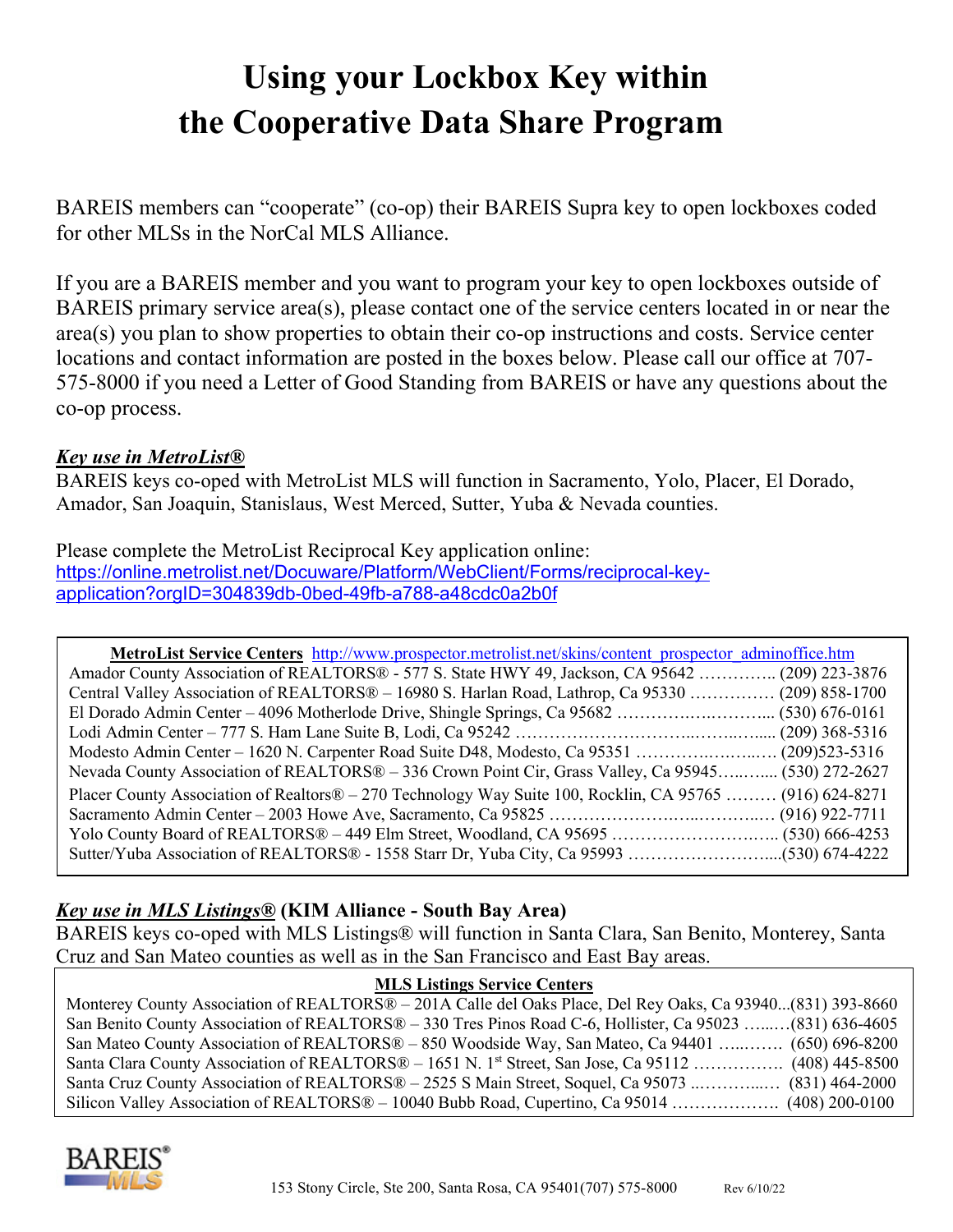# Using your Lockbox Key within the Cooperative Data Share Program

BAREIS members can "cooperate" (co-op) their BAREIS Supra key to open lockboxes coded for other MLSs in the NorCal MLS Alliance.

If you are a BAREIS member and you want to program your key to open lockboxes outside of BAREIS primary service area(s), please contact one of the service centers located in or near the area(s) you plan to show properties to obtain their co-op instructions and costs. Service center locations and contact information are posted in the boxes below. Please call our office at 707-575-8000 if you need a Letter of Good Standing from BAREIS or have any questions about the co-op process.

***Key use in MetroList®***

BAREIS keys co-oped with MetroList MLS will function in Sacramento, Yolo, Placer, El Dorado, Amador, San Joaquin, Stanislaus, West Merced, Sutter, Yuba & Nevada counties.

Please complete the MetroList Reciprocal Key application online:
https://online.metrolist.net/Docuware/Platform/WebClient/Forms/reciprocal-key-application?orgID=304839db-0bed-49fb-a788-a48cdc0a2b0f

**MetroList Service Centers** http://www.prospector.metrolist.net/skins/content_prospector_adminoffice.htm

- Amador County Association of REALTORS® - 577 S. State HWY 49, Jackson, CA 95642 ………….. (209) 223-3876
- Central Valley Association of REALTORS® – 16980 S. Harlan Road, Lathrop, Ca 95330 …………… (209) 858-1700
- El Dorado Admin Center – 4096 Motherlode Drive, Shingle Springs, Ca 95682 …………….…….…... (530) 676-0161
- Lodi Admin Center – 777 S. Ham Lane Suite B, Lodi, Ca 95242 ………………………...……..….... (209) 368-5316
- Modesto Admin Center – 1620 N. Carpenter Road Suite D48, Modesto, Ca 95351 ……….….……..… (209)523-5316
- Nevada County Association of REALTORS® – 336 Crown Point Cir, Grass Valley, Ca 95945…..….... (530) 272-2627
- Placer County Association of Realtors® – 270 Technology Way Suite 100, Rocklin, CA 95765 ……… (916) 624-8271
- Sacramento Admin Center – 2003 Howe Ave, Sacramento, Ca 95825 …………………….…..……..… (916) 922-7711
- Yolo County Board of REALTORS® – 449 Elm Street, Woodland, CA 95695 ……………………….….. (530) 666-4253
- Sutter/Yuba Association of REALTORS® - 1558 Starr Dr, Yuba City, Ca 95993 ……………………....(530) 674-4222

***Key use in MLS Listings®*** **(KIM Alliance - South Bay Area)**

BAREIS keys co-oped with MLS Listings® will function in Santa Clara, San Benito, Monterey, Santa Cruz and San Mateo counties as well as in the San Francisco and East Bay areas.

**MLS Listings Service Centers**

- Monterey County Association of REALTORS® – 201A Calle del Oaks Place, Del Rey Oaks, Ca 93940...(831) 393-8660
- San Benito County Association of REALTORS® – 330 Tres Pinos Road C-6, Hollister, Ca 95023 …...….(831) 636-4605
- San Mateo County Association of REALTORS® – 850 Woodside Way, San Mateo, Ca 94401 …..……. (650) 696-8200
- Santa Clara County Association of REALTORS® – 1651 N. 1st Street, San Jose, Ca 95112 ……………. (408) 445-8500
- Santa Cruz County Association of REALTORS® – 2525 S Main Street, Soquel, Ca 95073 ..………...… (831) 464-2000
- Silicon Valley Association of REALTORS® – 10040 Bubb Road, Cupertino, Ca 95014 ………………. (408) 200-0100

BAREIS® MLS

153 Stony Circle, Ste 200, Santa Rosa, CA 95401(707) 575-8000 Rev 6/10/22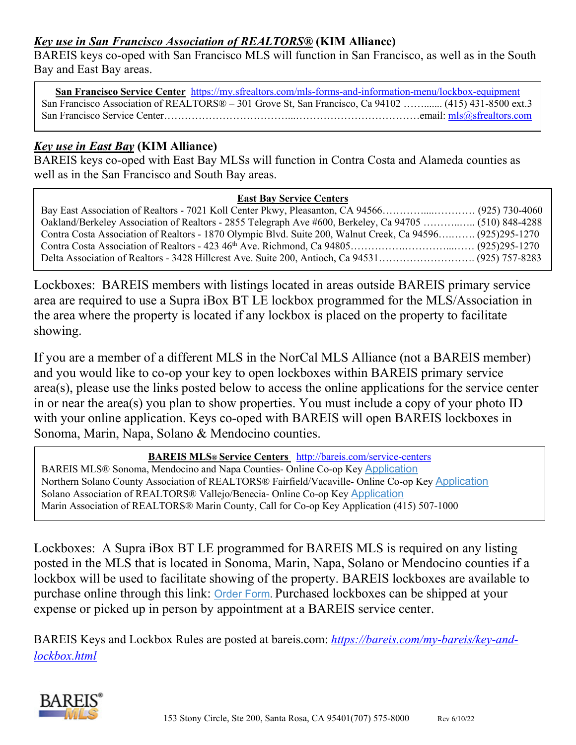***Key use in San Francisco Association of REALTORS®*** **(KIM Alliance)**

BAREIS keys co-oped with San Francisco MLS will function in San Francisco, as well as in the South Bay and East Bay areas.

**San Francisco Service Center** https://my.sfrealtors.com/mls-forms-and-information-menu/lockbox-equipment
San Francisco Association of REALTORS® – 301 Grove St, San Francisco, Ca 94102 ……...... (415) 431-8500 ext.3
San Francisco Service Center……………………………...………………………………email: mls@sfrealtors.com

***Key use in East Bay*** **(KIM Alliance)**

BAREIS keys co-oped with East Bay MLSs will function in Contra Costa and Alameda counties as well as in the San Francisco and South Bay areas.

**East Bay Service Centers**
Bay East Association of Realtors - 7021 Koll Center Pkwy, Pleasanton, CA 94566…………....………… (925) 730-4060
Oakland/Berkeley Association of Realtors - 2855 Telegraph Ave #600, Berkeley, Ca 94705 ………..….. (510) 848-4288
Contra Costa Association of Realtors - 1870 Olympic Blvd. Suite 200, Walnut Creek, Ca 94596….…….. (925)295-1270
Contra Costa Association of Realtors - 423 46th Ave. Richmond, Ca 94805…………….…………...…… (925)295-1270
Delta Association of Realtors - 3428 Hillcrest Ave. Suite 200, Antioch, Ca 94531………………………. (925) 757-8283

Lockboxes: BAREIS members with listings located in areas outside BAREIS primary service area are required to use a Supra iBox BT LE lockbox programmed for the MLS/Association in the area where the property is located if any lockbox is placed on the property to facilitate showing.

If you are a member of a different MLS in the NorCal MLS Alliance (not a BAREIS member) and you would like to co-op your key to open lockboxes within BAREIS primary service area(s), please use the links posted below to access the online applications for the service center in or near the area(s) you plan to show properties. You must include a copy of your photo ID with your online application. Keys co-oped with BAREIS will open BAREIS lockboxes in Sonoma, Marin, Napa, Solano & Mendocino counties.

**BAREIS MLS® Service Centers** http://bareis.com/service-centers
BAREIS MLS® Sonoma, Mendocino and Napa Counties- Online Co-op Key Application
Northern Solano County Association of REALTORS® Fairfield/Vacaville- Online Co-op Key Application
Solano Association of REALTORS® Vallejo/Benecia- Online Co-op Key Application
Marin Association of REALTORS® Marin County, Call for Co-op Key Application (415) 507-1000

Lockboxes: A Supra iBox BT LE programmed for BAREIS MLS is required on any listing posted in the MLS that is located in Sonoma, Marin, Napa, Solano or Mendocino counties if a lockbox will be used to facilitate showing of the property. BAREIS lockboxes are available to purchase online through this link: Order Form. Purchased lockboxes can be shipped at your expense or picked up in person by appointment at a BAREIS service center.

BAREIS Keys and Lockbox Rules are posted at bareis.com: *https://bareis.com/my-bareis/key-and-lockbox.html*

BAREIS® MLS

153 Stony Circle, Ste 200, Santa Rosa, CA 95401(707) 575-8000 Rev 6/10/22